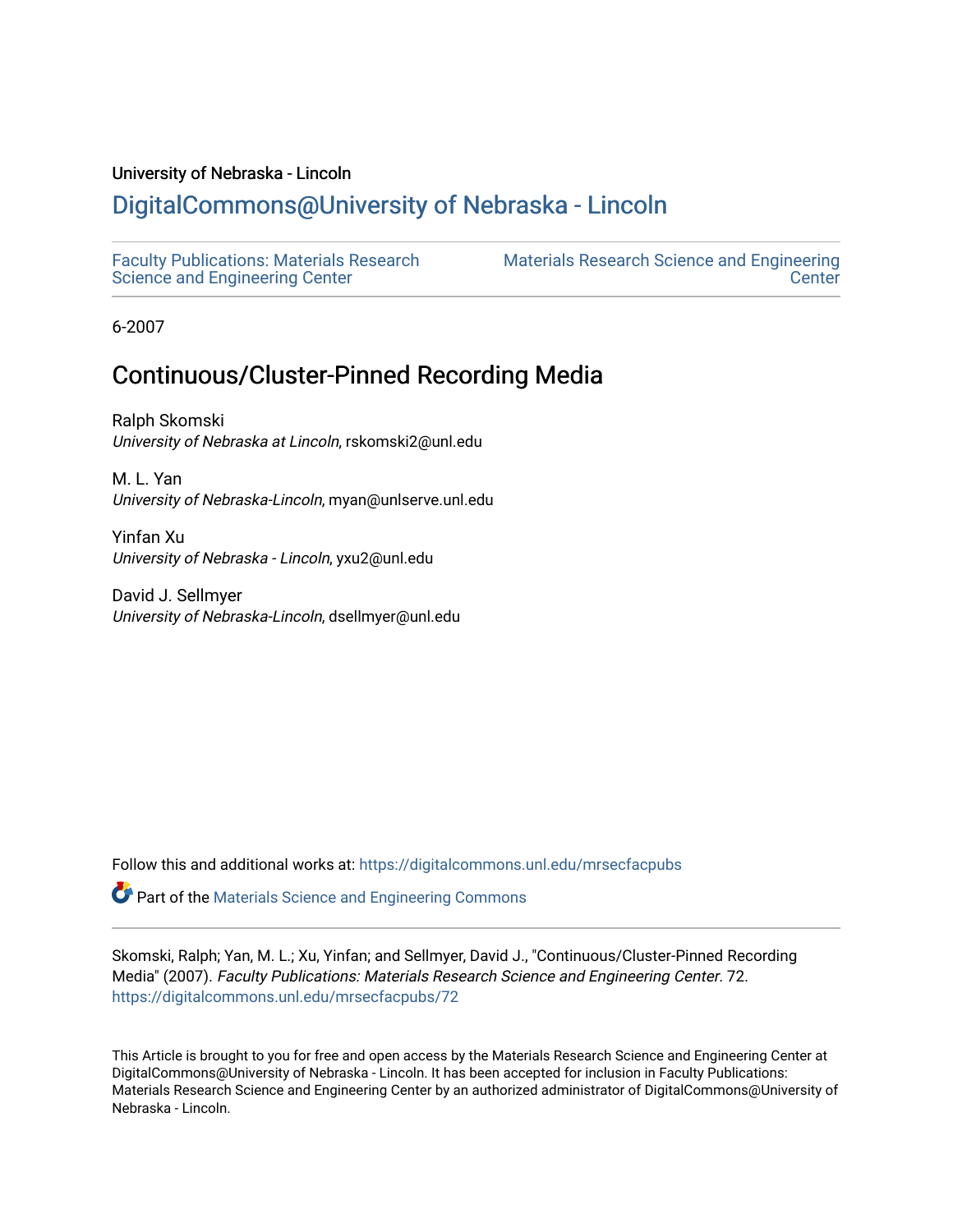University of Nebraska - Lincoln

# DigitalCommons@University of Nebraska - Lincoln

Faculty Publications: Materials Research Science and Engineering Center

Materials Research Science and Engineering Center

6-2007

## Continuous/Cluster-Pinned Recording Media

Ralph Skomski
*University of Nebraska at Lincoln*, rskomski2@unl.edu

M. L. Yan
*University of Nebraska-Lincoln*, myan@unlserve.unl.edu

Yinfan Xu
*University of Nebraska - Lincoln*, yxu2@unl.edu

David J. Sellmyer
*University of Nebraska-Lincoln*, dsellmyer@unl.edu

Follow this and additional works at: https://digitalcommons.unl.edu/mrsecfacpubs

Part of the Materials Science and Engineering Commons

Skomski, Ralph; Yan, M. L.; Xu, Yinfan; and Sellmyer, David J., "Continuous/Cluster-Pinned Recording Media" (2007). *Faculty Publications: Materials Research Science and Engineering Center*. 72.
https://digitalcommons.unl.edu/mrsecfacpubs/72

This Article is brought to you for free and open access by the Materials Research Science and Engineering Center at DigitalCommons@University of Nebraska - Lincoln. It has been accepted for inclusion in Faculty Publications: Materials Research Science and Engineering Center by an authorized administrator of DigitalCommons@University of Nebraska - Lincoln.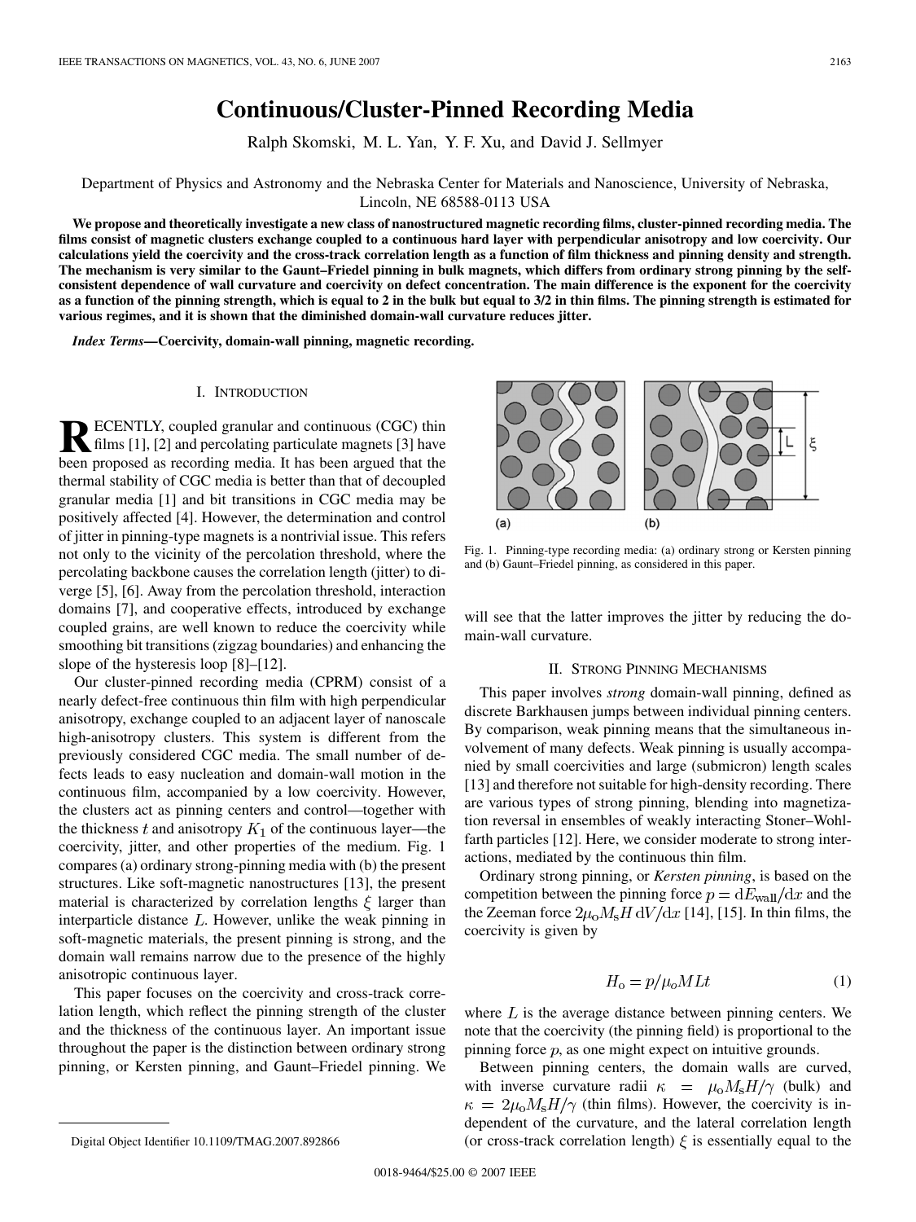# Continuous/Cluster-Pinned Recording Media

Ralph Skomski, M. L. Yan, Y. F. Xu, and David J. Sellmyer

Department of Physics and Astronomy and the Nebraska Center for Materials and Nanoscience, University of Nebraska, Lincoln, NE 68588-0113 USA

**We propose and theoretically investigate a new class of nanostructured magnetic recording films, cluster-pinned recording media. The films consist of magnetic clusters exchange coupled to a continuous hard layer with perpendicular anisotropy and low coercivity. Our calculations yield the coercivity and the cross-track correlation length as a function of film thickness and pinning density and strength. The mechanism is very similar to the Gaunt–Friedel pinning in bulk magnets, which differs from ordinary strong pinning by the self-consistent dependence of wall curvature and coercivity on defect concentration. The main difference is the exponent for the coercivity as a function of the pinning strength, which is equal to 2 in the bulk but equal to 3/2 in thin films. The pinning strength is estimated for various regimes, and it is shown that the diminished domain-wall curvature reduces jitter.**

***Index Terms*—Coercivity, domain-wall pinning, magnetic recording.**

## I. Introduction

Recently, coupled granular and continuous (CGC) thin films [1], [2] and percolating particulate magnets [3] have been proposed as recording media. It has been argued that the thermal stability of CGC media is better than that of decoupled granular media [1] and bit transitions in CGC media may be positively affected [4]. However, the determination and control of jitter in pinning-type magnets is a nontrivial issue. This refers not only to the vicinity of the percolation threshold, where the percolating backbone causes the correlation length (jitter) to diverge [5], [6]. Away from the percolation threshold, interaction domains [7], and cooperative effects, introduced by exchange coupled grains, are well known to reduce the coercivity while smoothing bit transitions (zigzag boundaries) and enhancing the slope of the hysteresis loop [8]–[12].

Our cluster-pinned recording media (CPRM) consist of a nearly defect-free continuous thin film with high perpendicular anisotropy, exchange coupled to an adjacent layer of nanoscale high-anisotropy clusters. This system is different from the previously considered CGC media. The small number of defects leads to easy nucleation and domain-wall motion in the continuous film, accompanied by a low coercivity. However, the clusters act as pinning centers and control—together with the thickness $t$ and anisotropy $K_1$ of the continuous layer—the coercivity, jitter, and other properties of the medium. Fig. 1 compares (a) ordinary strong-pinning media with (b) the present structures. Like soft-magnetic nanostructures [13], the present material is characterized by correlation lengths $\xi$ larger than interparticle distance $L$. However, unlike the weak pinning in soft-magnetic materials, the present pinning is strong, and the domain wall remains narrow due to the presence of the highly anisotropic continuous layer.

This paper focuses on the coercivity and cross-track correlation length, which reflect the pinning strength of the cluster and the thickness of the continuous layer. An important issue throughout the paper is the distinction between ordinary strong pinning, or Kersten pinning, and Gaunt–Friedel pinning. We will see that the latter improves the jitter by reducing the domain-wall curvature.

Fig. 1. Pinning-type recording media: (a) ordinary strong or Kersten pinning and (b) Gaunt–Friedel pinning, as considered in this paper.

## II. Strong Pinning Mechanisms

This paper involves *strong* domain-wall pinning, defined as discrete Barkhausen jumps between individual pinning centers. By comparison, weak pinning means that the simultaneous involvement of many defects. Weak pinning is usually accompanied by small coercivities and large (submicron) length scales [13] and therefore not suitable for high-density recording. There are various types of strong pinning, blending into magnetization reversal in ensembles of weakly interacting Stoner–Wohlfarth particles [12]. Here, we consider moderate to strong interactions, mediated by the continuous thin film.

Ordinary strong pinning, or *Kersten pinning*, is based on the competition between the pinning force $p = \mathrm{d}E_{\mathrm{wall}}/\mathrm{d}x$ and the Zeeman force $2\mu_o M_s H \, \mathrm{d}V/\mathrm{d}x$ [14], [15]. In thin films, the coercivity is given by

$$H_o = p/\mu_o M L t \tag{1}$$

where $L$ is the average distance between pinning centers. We note that the coercivity (the pinning field) is proportional to the pinning force $p$, as one might expect on intuitive grounds.

Between pinning centers, the domain walls are curved, with inverse curvature radii $\kappa = \mu_o M_s H/\gamma$ (bulk) and $\kappa = 2\mu_o M_s H/\gamma$ (thin films). However, the coercivity is independent of the curvature, and the lateral correlation length (or cross-track correlation length) $\xi$ is essentially equal to the

Digital Object Identifier 10.1109/TMAG.2007.892866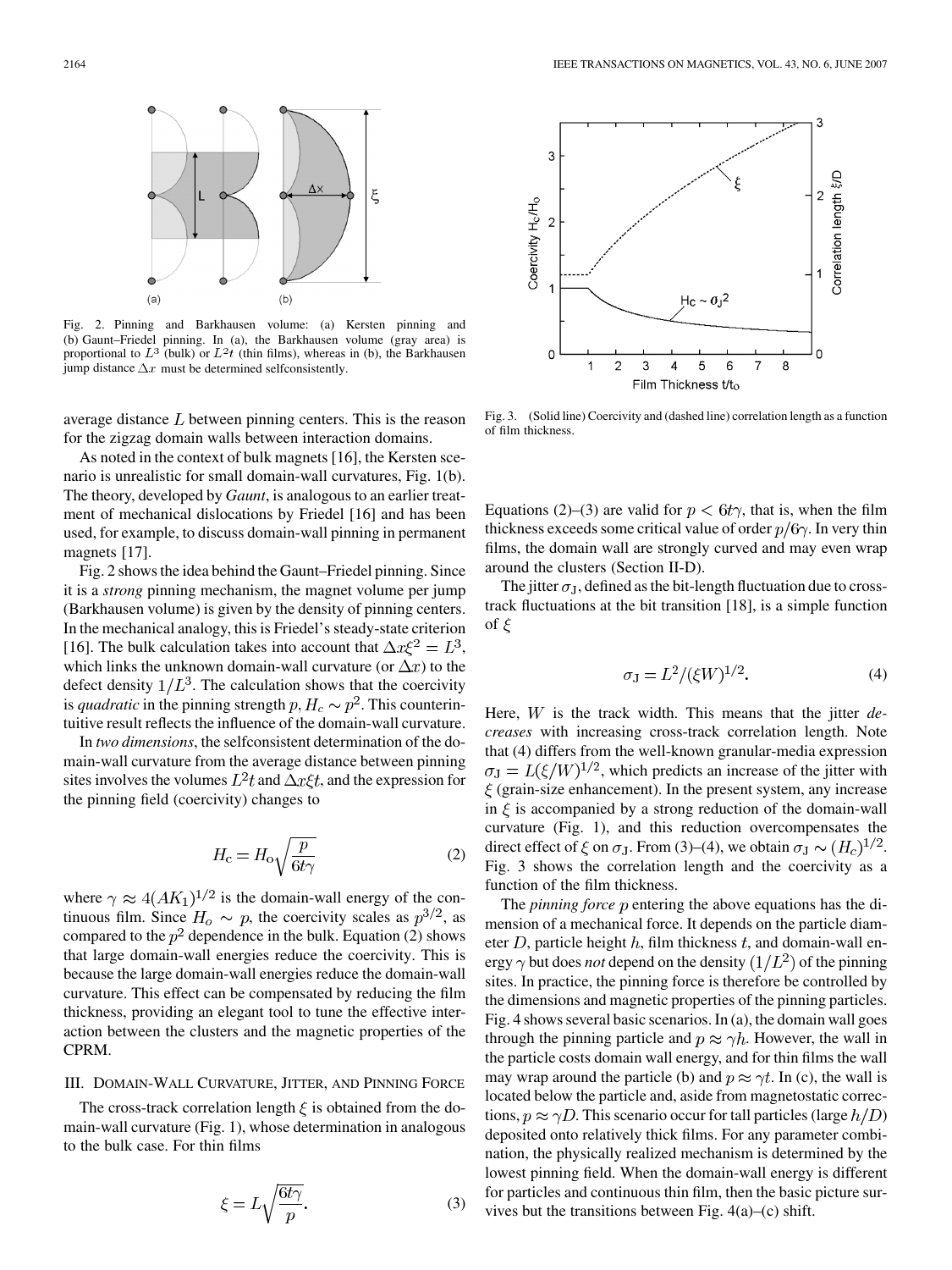Fig. 2. Pinning and Barkhausen volume: (a) Kersten pinning and (b) Gaunt–Friedel pinning. In (a), the Barkhausen volume (gray area) is proportional to $L^3$ (bulk) or $L^2t$ (thin films), whereas in (b), the Barkhausen jump distance $\Delta x$ must be determined selfconsistently.

average distance $L$ between pinning centers. This is the reason for the zigzag domain walls between interaction domains.

As noted in the context of bulk magnets [16], the Kersten scenario is unrealistic for small domain-wall curvatures, Fig. 1(b). The theory, developed by *Gaunt*, is analogous to an earlier treatment of mechanical dislocations by Friedel [16] and has been used, for example, to discuss domain-wall pinning in permanent magnets [17].

Fig. 2 shows the idea behind the Gaunt–Friedel pinning. Since it is a *strong* pinning mechanism, the magnet volume per jump (Barkhausen volume) is given by the density of pinning centers. In the mechanical analogy, this is Friedel's steady-state criterion [16]. The bulk calculation takes into account that $\Delta x \xi^2 = L^3$, which links the unknown domain-wall curvature (or $\Delta x$) to the defect density $1/L^3$. The calculation shows that the coercivity is *quadratic* in the pinning strength $p$, $H_c \sim p^2$. This counterintuitive result reflects the influence of the domain-wall curvature.

In *two dimensions*, the selfconsistent determination of the domain-wall curvature from the average distance between pinning sites involves the volumes $L^2t$ and $\Delta x \xi t$, and the expression for the pinning field (coercivity) changes to

$$H_c = H_o \sqrt{\frac{p}{6t\gamma}} \tag{2}$$

where $\gamma \approx 4(AK_1)^{1/2}$ is the domain-wall energy of the continuous film. Since $H_o \sim p$, the coercivity scales as $p^{3/2}$, as compared to the $p^2$ dependence in the bulk. Equation (2) shows that large domain-wall energies reduce the coercivity. This is because the large domain-wall energies reduce the domain-wall curvature. This effect can be compensated by reducing the film thickness, providing an elegant tool to tune the effective interaction between the clusters and the magnetic properties of the CPRM.

## III. Domain-Wall Curvature, Jitter, and Pinning Force

The cross-track correlation length $\xi$ is obtained from the domain-wall curvature (Fig. 1), whose determination in analogous to the bulk case. For thin films

$$\xi = L\sqrt{\frac{6t\gamma}{p}}. \tag{3}$$

Fig. 3. (Solid line) Coercivity and (dashed line) correlation length as a function of film thickness.

Equations (2)–(3) are valid for $p < 6t\gamma$, that is, when the film thickness exceeds some critical value of order $p/6\gamma$. In very thin films, the domain wall are strongly curved and may even wrap around the clusters (Section II-D).

The jitter $\sigma_J$, defined as the bit-length fluctuation due to cross-track fluctuations at the bit transition [18], is a simple function of $\xi$

$$\sigma_J = L^2/(\xi W)^{1/2}. \tag{4}$$

Here, $W$ is the track width. This means that the jitter *decreases* with increasing cross-track correlation length. Note that (4) differs from the well-known granular-media expression $\sigma_J = L(\xi/W)^{1/2}$, which predicts an increase of the jitter with $\xi$ (grain-size enhancement). In the present system, any increase in $\xi$ is accompanied by a strong reduction of the domain-wall curvature (Fig. 1), and this reduction overcompensates the direct effect of $\xi$ on $\sigma_J$. From (3)–(4), we obtain $\sigma_J \sim (H_c)^{1/2}$. Fig. 3 shows the correlation length and the coercivity as a function of the film thickness.

The *pinning force* $p$ entering the above equations has the dimension of a mechanical force. It depends on the particle diameter $D$, particle height $h$, film thickness $t$, and domain-wall energy $\gamma$ but does *not* depend on the density $(1/L^2)$ of the pinning sites. In practice, the pinning force is therefore controlled by the dimensions and magnetic properties of the pinning particles. Fig. 4 shows several basic scenarios. In (a), the domain wall goes through the pinning particle and $p \approx \gamma h$. However, the wall in the particle costs domain wall energy, and for thin films the wall may wrap around the particle (b) and $p \approx \gamma t$. In (c), the wall is located below the particle and, aside from magnetostatic corrections, $p \approx \gamma D$. This scenario occur for tall particles (large $h/D$) deposited onto relatively thick films. For any parameter combination, the physically realized mechanism is determined by the lowest pinning field. When the domain-wall energy is different for particles and continuous thin film, then the basic picture survives but the transitions between Fig. 4(a)–(c) shift.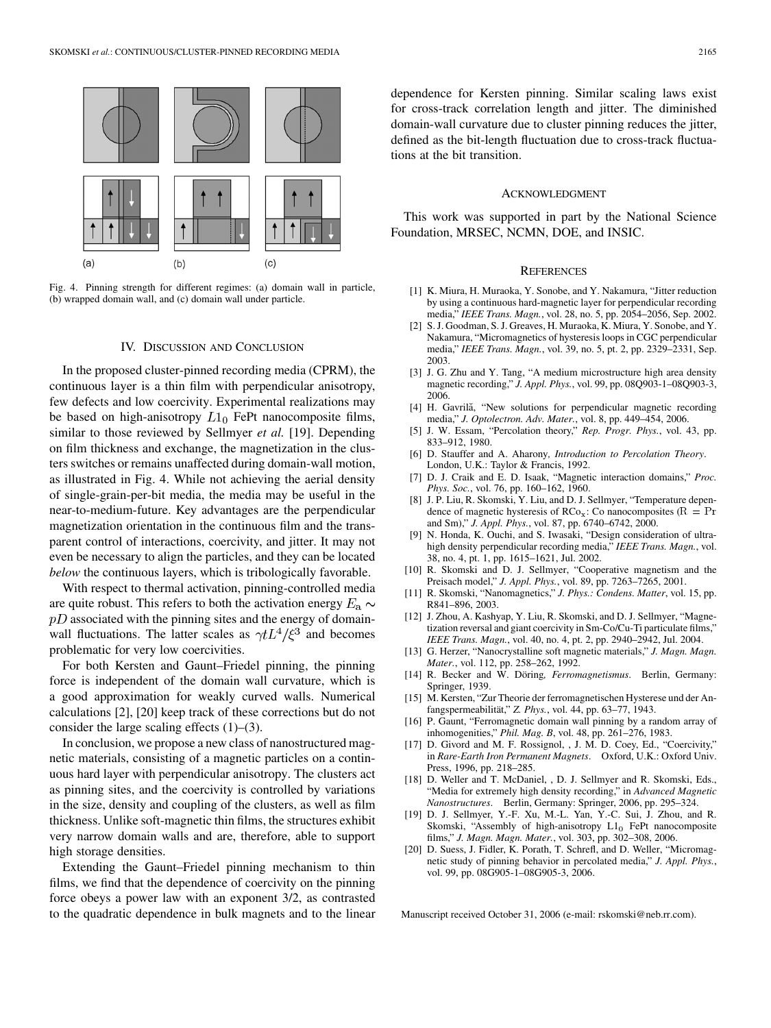(a) (b) (c)

Fig. 4. Pinning strength for different regimes: (a) domain wall in particle, (b) wrapped domain wall, and (c) domain wall under particle.

## IV. Discussion and Conclusion

In the proposed cluster-pinned recording media (CPRM), the continuous layer is a thin film with perpendicular anisotropy, few defects and low coercivity. Experimental realizations may be based on high-anisotropy $L1_0$ FePt nanocomposite films, similar to those reviewed by Sellmyer *et al.* [19]. Depending on film thickness and exchange, the magnetization in the clusters switches or remains unaffected during domain-wall motion, as illustrated in Fig. 4. While not achieving the aerial density of single-grain-per-bit media, the media may be useful in the near-to-medium-future. Key advantages are the perpendicular magnetization orientation in the continuous film and the transparent control of interactions, coercivity, and jitter. It may not even be necessary to align the particles, and they can be located *below* the continuous layers, which is tribologically favorable.

With respect to thermal activation, pinning-controlled media are quite robust. This refers to both the activation energy $E_a \sim pD$ associated with the pinning sites and the energy of domain-wall fluctuations. The latter scales as $\gamma t L^4/\xi^3$ and becomes problematic for very low coercivities.

For both Kersten and Gaunt–Friedel pinning, the pinning force is independent of the domain wall curvature, which is a good approximation for weakly curved walls. Numerical calculations [2], [20] keep track of these corrections but do not consider the large scaling effects (1)–(3).

In conclusion, we propose a new class of nanostructured magnetic materials, consisting of a magnetic particles on a continuous hard layer with perpendicular anisotropy. The clusters act as pinning sites, and the coercivity is controlled by variations in the size, density and coupling of the clusters, as well as film thickness. Unlike soft-magnetic thin films, the structures exhibit very narrow domain walls and are, therefore, able to support high storage densities.

Extending the Gaunt–Friedel pinning mechanism to thin films, we find that the dependence of coercivity on the pinning force obeys a power law with an exponent 3/2, as contrasted to the quadratic dependence in bulk magnets and to the linear dependence for Kersten pinning. Similar scaling laws exist for cross-track correlation length and jitter. The diminished domain-wall curvature due to cluster pinning reduces the jitter, defined as the bit-length fluctuation due to cross-track fluctuations at the bit transition.

## Acknowledgment

This work was supported in part by the National Science Foundation, MRSEC, NCMN, DOE, and INSIC.

## References

[1] K. Miura, H. Muraoka, Y. Sonobe, and Y. Nakamura, "Jitter reduction by using a continuous hard-magnetic layer for perpendicular recording media," *IEEE Trans. Magn.*, vol. 28, no. 5, pp. 2054–2056, Sep. 2002.

[2] S. J. Goodman, S. J. Greaves, H. Muraoka, K. Miura, Y. Sonobe, and Y. Nakamura, "Micromagnetics of hysteresis loops in CGC perpendicular media," *IEEE Trans. Magn.*, vol. 39, no. 5, pt. 2, pp. 2329–2331, Sep. 2003.

[3] J. G. Zhu and Y. Tang, "A medium microstructure high area density magnetic recording," *J. Appl. Phys.*, vol. 99, pp. 08Q903-1–08Q903-3, 2006.

[4] H. Gavrilă, "New solutions for perpendicular magnetic recording media," *J. Optolectron. Adv. Mater.*, vol. 8, pp. 449–454, 2006.

[5] J. W. Essam, "Percolation theory," *Rep. Progr. Phys.*, vol. 43, pp. 833–912, 1980.

[6] D. Stauffer and A. Aharony, *Introduction to Percolation Theory*. London, U.K.: Taylor & Francis, 1992.

[7] D. J. Craik and E. D. Isaak, "Magnetic interaction domains," *Proc. Phys. Soc.*, vol. 76, pp. 160–162, 1960.

[8] J. P. Liu, R. Skomski, Y. Liu, and D. J. Sellmyer, "Temperature dependence of magnetic hysteresis of $RCo_x$: Co nanocomposites ($R = Pr$ and Sm)," *J. Appl. Phys.*, vol. 87, pp. 6740–6742, 2000.

[9] N. Honda, K. Ouchi, and S. Iwasaki, "Design consideration of ultrahigh density perpendicular recording media," *IEEE Trans. Magn.*, vol. 38, no. 4, pt. 1, pp. 1615–1621, Jul. 2002.

[10] R. Skomski and D. J. Sellmyer, "Cooperative magnetism and the Preisach model," *J. Appl. Phys.*, vol. 89, pp. 7263–7265, 2001.

[11] R. Skomski, "Nanomagnetics," *J. Phys.: Condens. Matter*, vol. 15, pp. R841–896, 2003.

[12] J. Zhou, A. Kashyap, Y. Liu, R. Skomski, and D. J. Sellmyer, "Magnetization reversal and giant coercivity in Sm-Co/Cu-Ti particulate films," *IEEE Trans. Magn.*, vol. 40, no. 4, pt. 2, pp. 2940–2942, Jul. 2004.

[13] G. Herzer, "Nanocrystalline soft magnetic materials," *J. Magn. Magn. Mater.*, vol. 112, pp. 258–262, 1992.

[14] R. Becker and W. Döring, *Ferromagnetismus*. Berlin, Germany: Springer, 1939.

[15] M. Kersten, "Zur Theorie der ferromagnetischen Hysterese und der Anfangspermeabilität," *Z. Phys.*, vol. 44, pp. 63–77, 1943.

[16] P. Gaunt, "Ferromagnetic domain wall pinning by a random array of inhomogenities," *Phil. Mag. B*, vol. 48, pp. 261–276, 1983.

[17] D. Givord and M. F. Rossignol, , J. M. D. Coey, Ed., "Coercivity," in *Rare-Earth Iron Permanent Magnets*. Oxford, U.K.: Oxford Univ. Press, 1996, pp. 218–285.

[18] D. Weller and T. McDaniel, , D. J. Sellmyer and R. Skomski, Eds., "Media for extremely high density recording," in *Advanced Magnetic Nanostructures*. Berlin, Germany: Springer, 2006, pp. 295–324.

[19] D. J. Sellmyer, Y.-F. Xu, M.-L. Yan, Y.-C. Sui, J. Zhou, and R. Skomski, "Assembly of high-anisotropy $L1_0$ FePt nanocomposite films," *J. Magn. Magn. Mater.*, vol. 303, pp. 302–308, 2006.

[20] D. Suess, J. Fidler, K. Porath, T. Schrefl, and D. Weller, "Micromagnetic study of pinning behavior in percolated media," *J. Appl. Phys.*, vol. 99, pp. 08G905-1–08G905-3, 2006.

Manuscript received October 31, 2006 (e-mail: rskomski@neb.rr.com).